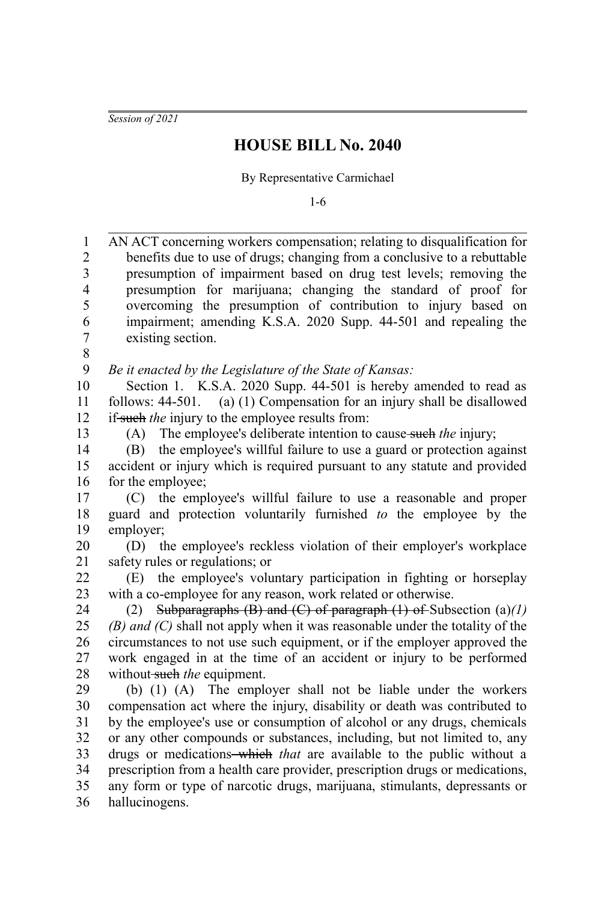*Session of 2021*

# HOUSE BILL No. 2040

By Representative Carmichael

1-6

AN ACT concerning workers compensation; relating to disqualification for benefits due to use of drugs; changing from a conclusive to a rebuttable presumption of impairment based on drug test levels; removing the presumption for marijuana; changing the standard of proof for overcoming the presumption of contribution to injury based on impairment; amending K.S.A. 2020 Supp. 44-501 and repealing the existing section.

*Be it enacted by the Legislature of the State of Kansas:*

Section 1. K.S.A. 2020 Supp. 44-501 is hereby amended to read as follows: 44-501. (a) (1) Compensation for an injury shall be disallowed if ~~such~~ *the* injury to the employee results from:

(A) The employee's deliberate intention to cause ~~such~~ *the* injury;

(B) the employee's willful failure to use a guard or protection against accident or injury which is required pursuant to any statute and provided for the employee;

(C) the employee's willful failure to use a reasonable and proper guard and protection voluntarily furnished *to* the employee by the employer;

(D) the employee's reckless violation of their employer's workplace safety rules or regulations; or

(E) the employee's voluntary participation in fighting or horseplay with a co-employee for any reason, work related or otherwise.

(2) ~~Subparagraphs (B) and (C) of paragraph (1) of~~ Subsection (a)*(1)(B) and (C)* shall not apply when it was reasonable under the totality of the circumstances to not use such equipment, or if the employer approved the work engaged in at the time of an accident or injury to be performed without ~~such~~ *the* equipment.

(b) (1) (A) The employer shall not be liable under the workers compensation act where the injury, disability or death was contributed to by the employee's use or consumption of alcohol or any drugs, chemicals or any other compounds or substances, including, but not limited to, any drugs or medications ~~which~~ *that* are available to the public without a prescription from a health care provider, prescription drugs or medications, any form or type of narcotic drugs, marijuana, stimulants, depressants or hallucinogens.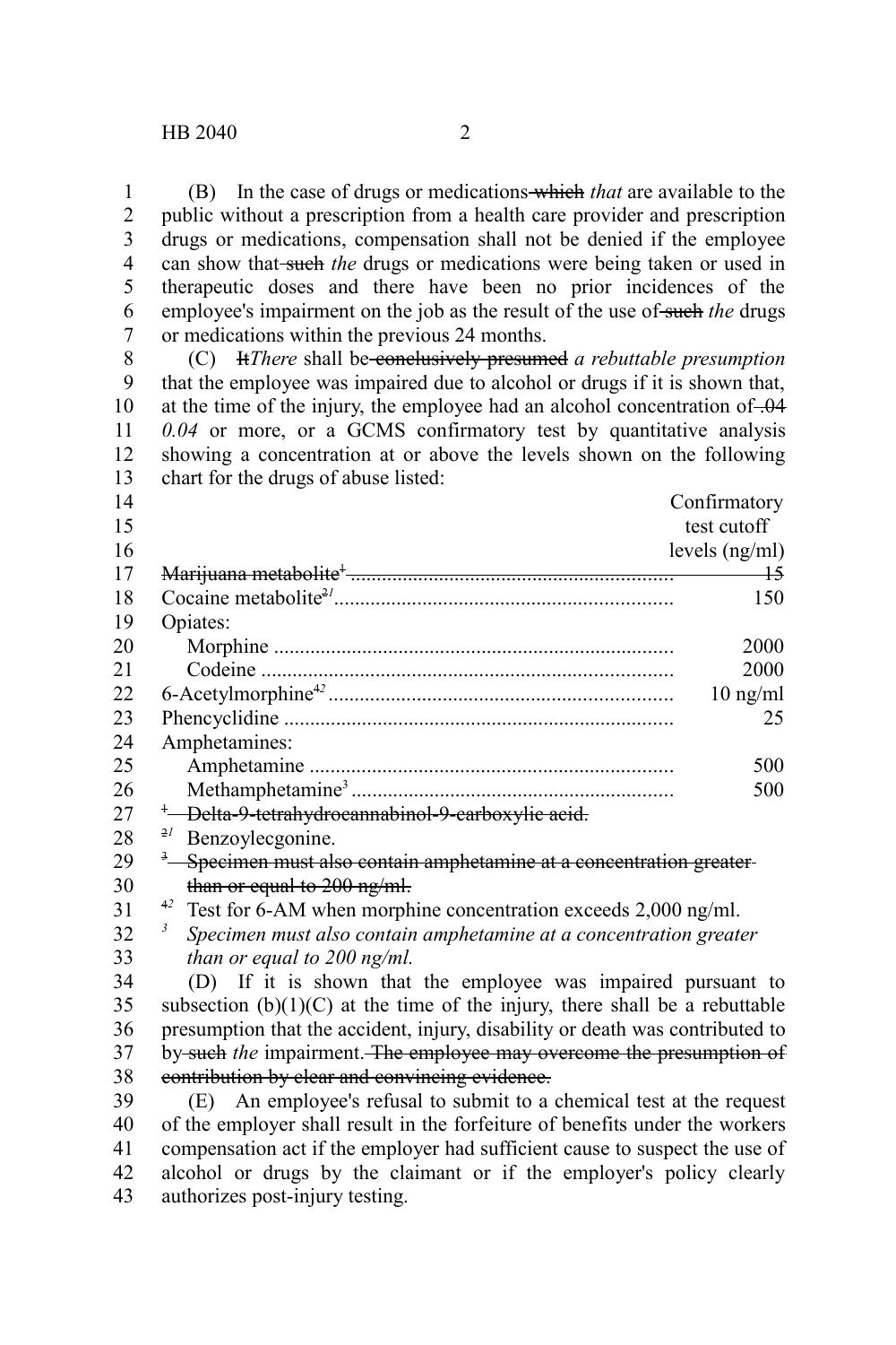(B) In the case of drugs or medications ~~which~~ *that* are available to the public without a prescription from a health care provider and prescription drugs or medications, compensation shall not be denied if the employee can show that ~~such~~ *the* drugs or medications were being taken or used in therapeutic doses and there have been no prior incidences of the employee's impairment on the job as the result of the use of ~~such~~ *the* drugs or medications within the previous 24 months.

(C) ~~It~~*There* shall be ~~conclusively presumed~~ *a rebuttable presumption* that the employee was impaired due to alcohol or drugs if it is shown that, at the time of the injury, the employee had an alcohol concentration of ~~.04~~ *0.04* or more, or a GCMS confirmatory test by quantitative analysis showing a concentration at or above the levels shown on the following chart for the drugs of abuse listed:

| | Confirmatory test cutoff levels (ng/ml) |
|---|---|
| ~~Marijuana metabolite[1]~~ | ~~15~~ |
| Cocaine metabolite~~[2]~~*[1]* | 150 |
| Opiates: | |
| Morphine | 2000 |
| Codeine | 2000 |
| 6-Acetylmorphine~~[4]~~*[2]* | 10 ng/ml |
| Phencyclidine | 25 |
| Amphetamines: | |
| Amphetamine | 500 |
| Methamphetamine[3] | 500 |

~~[1] Delta-9-tetrahydrocannabinol-9-carboxylic acid.~~

~~[2]~~*[1]* Benzoylecgonine.

~~[3] Specimen must also contain amphetamine at a concentration greater than or equal to 200 ng/ml.~~

~~[4]~~*[2]* Test for 6-AM when morphine concentration exceeds 2,000 ng/ml.

*[3] Specimen must also contain amphetamine at a concentration greater than or equal to 200 ng/ml.*

(D) If it is shown that the employee was impaired pursuant to subsection (b)(1)(C) at the time of the injury, there shall be a rebuttable presumption that the accident, injury, disability or death was contributed to by ~~such~~ *the* impairment. ~~The employee may overcome the presumption of contribution by clear and convincing evidence.~~

(E) An employee's refusal to submit to a chemical test at the request of the employer shall result in the forfeiture of benefits under the workers compensation act if the employer had sufficient cause to suspect the use of alcohol or drugs by the claimant or if the employer's policy clearly authorizes post-injury testing.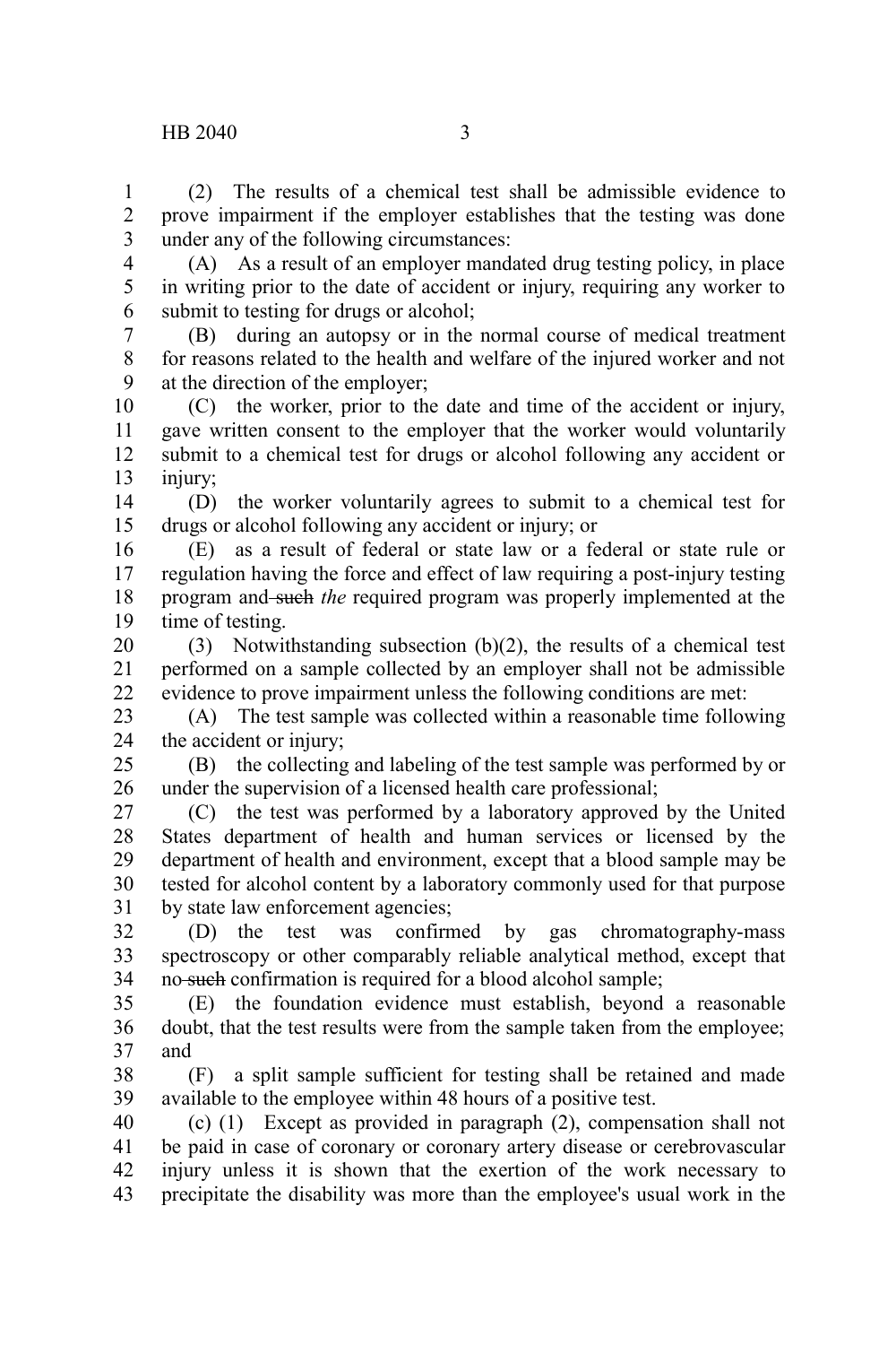(2) The results of a chemical test shall be admissible evidence to prove impairment if the employer establishes that the testing was done under any of the following circumstances:

(A) As a result of an employer mandated drug testing policy, in place in writing prior to the date of accident or injury, requiring any worker to submit to testing for drugs or alcohol;

(B) during an autopsy or in the normal course of medical treatment for reasons related to the health and welfare of the injured worker and not at the direction of the employer;

(C) the worker, prior to the date and time of the accident or injury, gave written consent to the employer that the worker would voluntarily submit to a chemical test for drugs or alcohol following any accident or injury;

(D) the worker voluntarily agrees to submit to a chemical test for drugs or alcohol following any accident or injury; or

(E) as a result of federal or state law or a federal or state rule or regulation having the force and effect of law requiring a post-injury testing program and ~~such~~ *the* required program was properly implemented at the time of testing.

(3) Notwithstanding subsection (b)(2), the results of a chemical test performed on a sample collected by an employer shall not be admissible evidence to prove impairment unless the following conditions are met:

(A) The test sample was collected within a reasonable time following the accident or injury;

(B) the collecting and labeling of the test sample was performed by or under the supervision of a licensed health care professional;

(C) the test was performed by a laboratory approved by the United States department of health and human services or licensed by the department of health and environment, except that a blood sample may be tested for alcohol content by a laboratory commonly used for that purpose by state law enforcement agencies;

(D) the test was confirmed by gas chromatography-mass spectroscopy or other comparably reliable analytical method, except that no ~~such~~ confirmation is required for a blood alcohol sample;

(E) the foundation evidence must establish, beyond a reasonable doubt, that the test results were from the sample taken from the employee; and

(F) a split sample sufficient for testing shall be retained and made available to the employee within 48 hours of a positive test.

(c) (1) Except as provided in paragraph (2), compensation shall not be paid in case of coronary or coronary artery disease or cerebrovascular injury unless it is shown that the exertion of the work necessary to precipitate the disability was more than the employee's usual work in the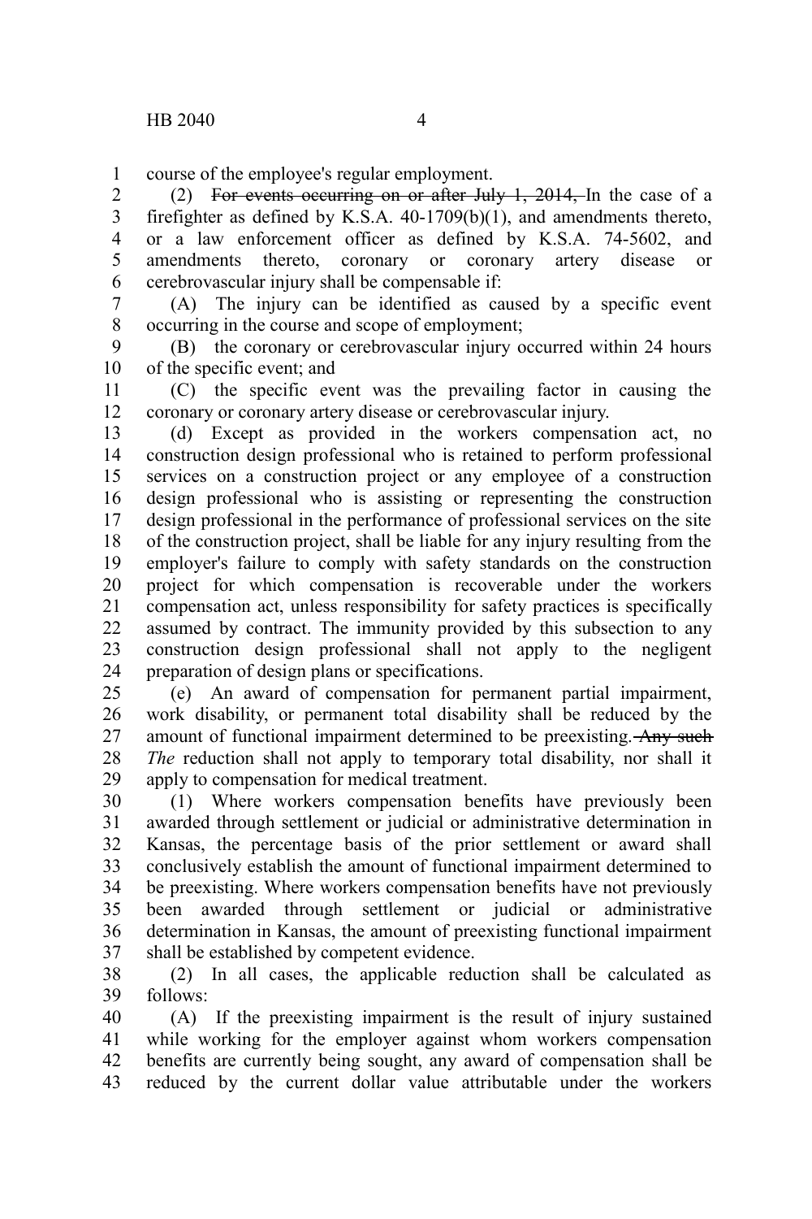course of the employee's regular employment.

(2) ~~For events occurring on or after July 1, 2014,~~ In the case of a firefighter as defined by K.S.A. 40-1709(b)(1), and amendments thereto, or a law enforcement officer as defined by K.S.A. 74-5602, and amendments thereto, coronary or coronary artery disease or cerebrovascular injury shall be compensable if:

(A) The injury can be identified as caused by a specific event occurring in the course and scope of employment;

(B) the coronary or cerebrovascular injury occurred within 24 hours of the specific event; and

(C) the specific event was the prevailing factor in causing the coronary or coronary artery disease or cerebrovascular injury.

(d) Except as provided in the workers compensation act, no construction design professional who is retained to perform professional services on a construction project or any employee of a construction design professional who is assisting or representing the construction design professional in the performance of professional services on the site of the construction project, shall be liable for any injury resulting from the employer's failure to comply with safety standards on the construction project for which compensation is recoverable under the workers compensation act, unless responsibility for safety practices is specifically assumed by contract. The immunity provided by this subsection to any construction design professional shall not apply to the negligent preparation of design plans or specifications.

(e) An award of compensation for permanent partial impairment, work disability, or permanent total disability shall be reduced by the amount of functional impairment determined to be preexisting. ~~Any such~~ *The* reduction shall not apply to temporary total disability, nor shall it apply to compensation for medical treatment.

(1) Where workers compensation benefits have previously been awarded through settlement or judicial or administrative determination in Kansas, the percentage basis of the prior settlement or award shall conclusively establish the amount of functional impairment determined to be preexisting. Where workers compensation benefits have not previously been awarded through settlement or judicial or administrative determination in Kansas, the amount of preexisting functional impairment shall be established by competent evidence.

(2) In all cases, the applicable reduction shall be calculated as follows:

(A) If the preexisting impairment is the result of injury sustained while working for the employer against whom workers compensation benefits are currently being sought, any award of compensation shall be reduced by the current dollar value attributable under the workers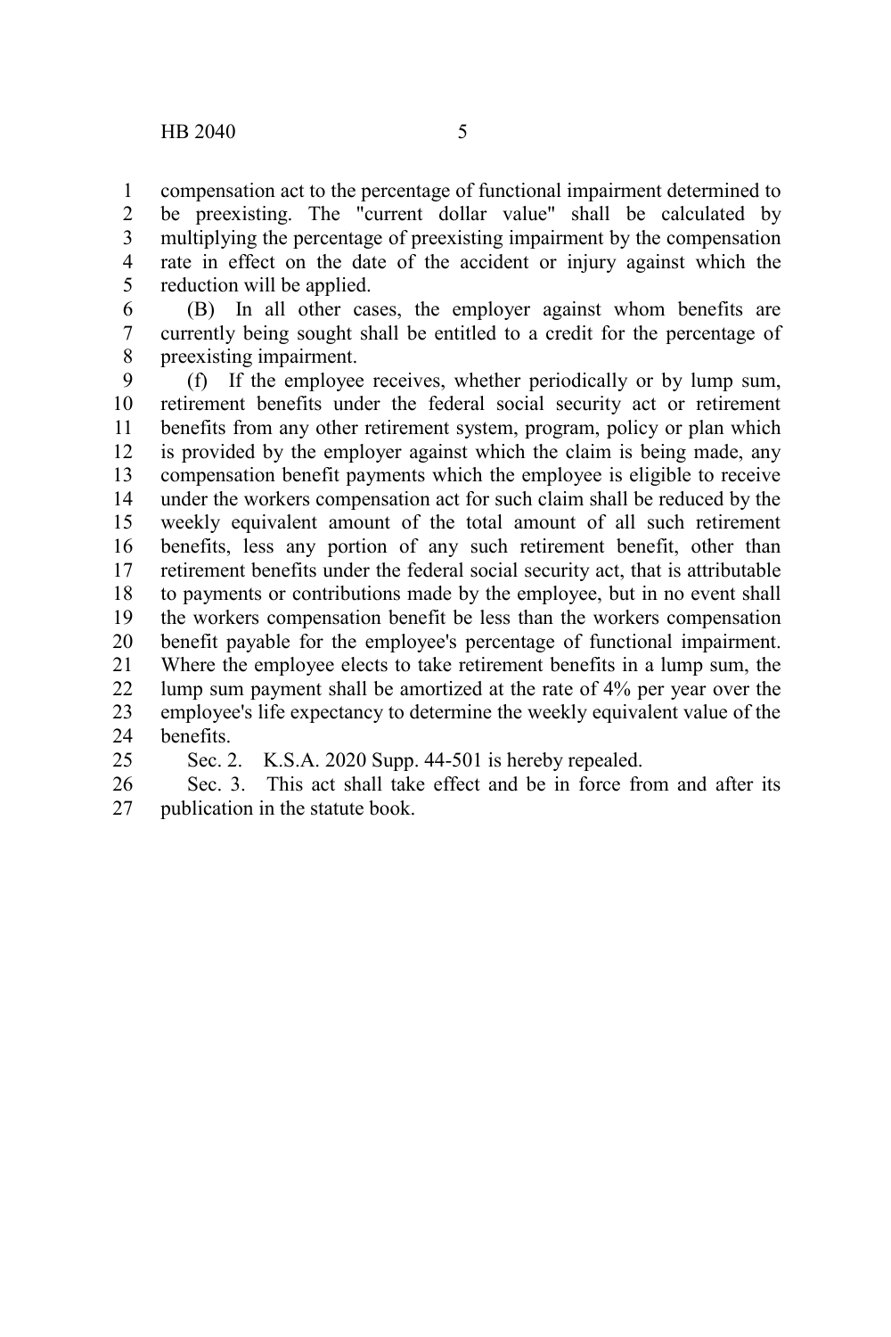compensation act to the percentage of functional impairment determined to be preexisting. The "current dollar value" shall be calculated by multiplying the percentage of preexisting impairment by the compensation rate in effect on the date of the accident or injury against which the reduction will be applied.

(B) In all other cases, the employer against whom benefits are currently being sought shall be entitled to a credit for the percentage of preexisting impairment.

(f) If the employee receives, whether periodically or by lump sum, retirement benefits under the federal social security act or retirement benefits from any other retirement system, program, policy or plan which is provided by the employer against which the claim is being made, any compensation benefit payments which the employee is eligible to receive under the workers compensation act for such claim shall be reduced by the weekly equivalent amount of the total amount of all such retirement benefits, less any portion of any such retirement benefit, other than retirement benefits under the federal social security act, that is attributable to payments or contributions made by the employee, but in no event shall the workers compensation benefit be less than the workers compensation benefit payable for the employee's percentage of functional impairment. Where the employee elects to take retirement benefits in a lump sum, the lump sum payment shall be amortized at the rate of 4% per year over the employee's life expectancy to determine the weekly equivalent value of the benefits.

Sec. 2. K.S.A. 2020 Supp. 44-501 is hereby repealed.

Sec. 3. This act shall take effect and be in force from and after its publication in the statute book.